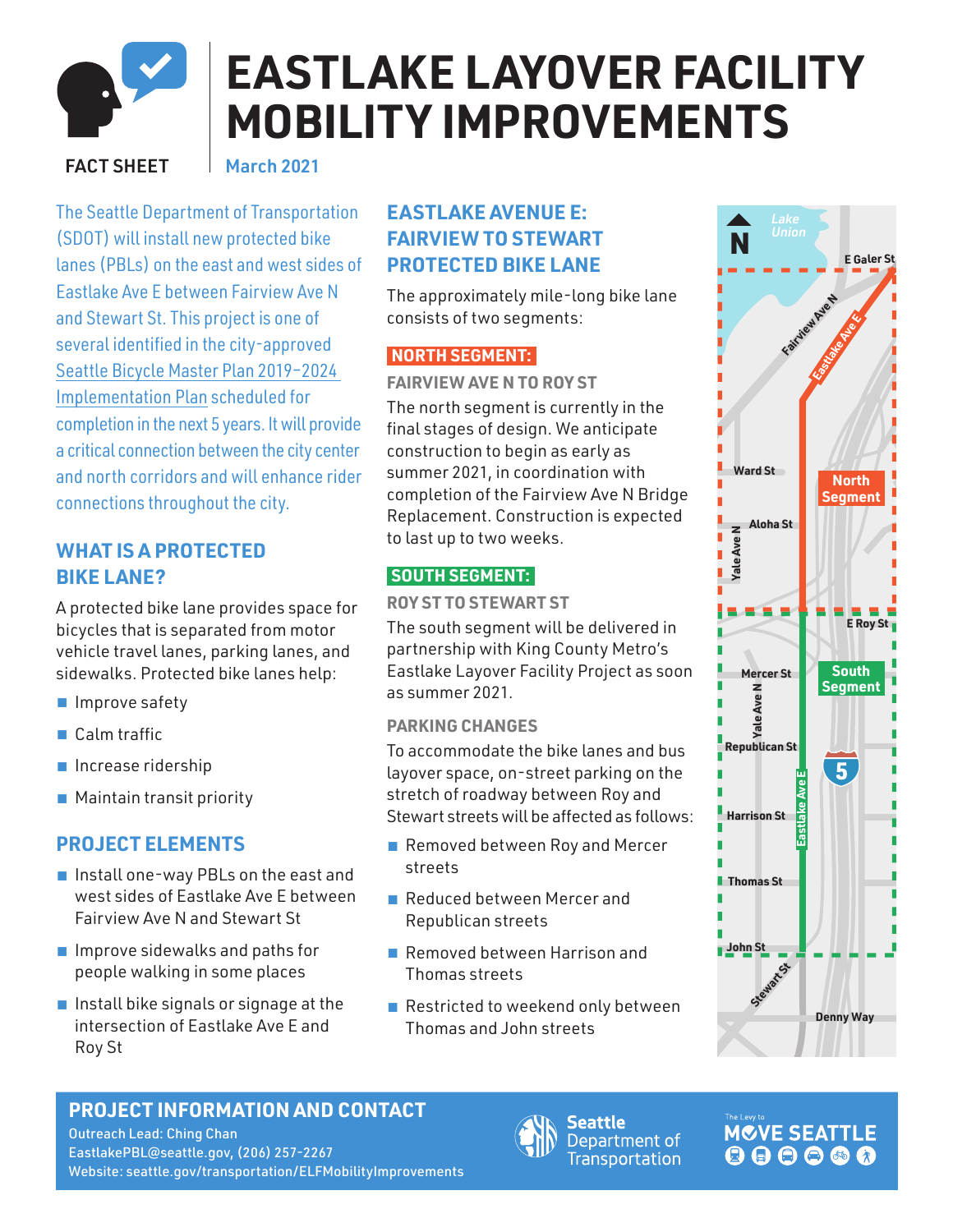# EASTLAKE LAYOVER FACILITY MOBILITY IMPROVEMENTS

**FACT SHEET** | March 2021

The Seattle Department of Transportation (SDOT) will install new protected bike lanes (PBLs) on the east and west sides of Eastlake Ave E between Fairview Ave N and Stewart St. This project is one of several identified in the city-approved Seattle Bicycle Master Plan 2019–2024 Implementation Plan scheduled for completion in the next 5 years. It will provide a critical connection between the city center and north corridors and will enhance rider connections throughout the city.

## WHAT IS A PROTECTED BIKE LANE?

A protected bike lane provides space for bicycles that is separated from motor vehicle travel lanes, parking lanes, and sidewalks. Protected bike lanes help:

- Improve safety
- Calm traffic
- Increase ridership
- Maintain transit priority

## PROJECT ELEMENTS

- Install one-way PBLs on the east and west sides of Eastlake Ave E between Fairview Ave N and Stewart St
- Improve sidewalks and paths for people walking in some places
- Install bike signals or signage at the intersection of Eastlake Ave E and Roy St

## EASTLAKE AVENUE E: FAIRVIEW TO STEWART PROTECTED BIKE LANE

The approximately mile-long bike lane consists of two segments:

### NORTH SEGMENT:

**FAIRVIEW AVE N TO ROY ST**

The north segment is currently in the final stages of design. We anticipate construction to begin as early as summer 2021, in coordination with completion of the Fairview Ave N Bridge Replacement. Construction is expected to last up to two weeks.

### SOUTH SEGMENT:

**ROY ST TO STEWART ST**

The south segment will be delivered in partnership with King County Metro's Eastlake Layover Facility Project as soon as summer 2021.

**PARKING CHANGES**

To accommodate the bike lanes and bus layover space, on-street parking on the stretch of roadway between Roy and Stewart streets will be affected as follows:

- Removed between Roy and Mercer streets
- Reduced between Mercer and Republican streets
- Removed between Harrison and Thomas streets
- Restricted to weekend only between Thomas and John streets

## PROJECT INFORMATION AND CONTACT

Outreach Lead: Ching Chan
EastlakePBL@seattle.gov, (206) 257-2267
Website: seattle.gov/transportation/ELFMobilityImprovements

Seattle Department of Transportation

The Levy to MOVE SEATTLE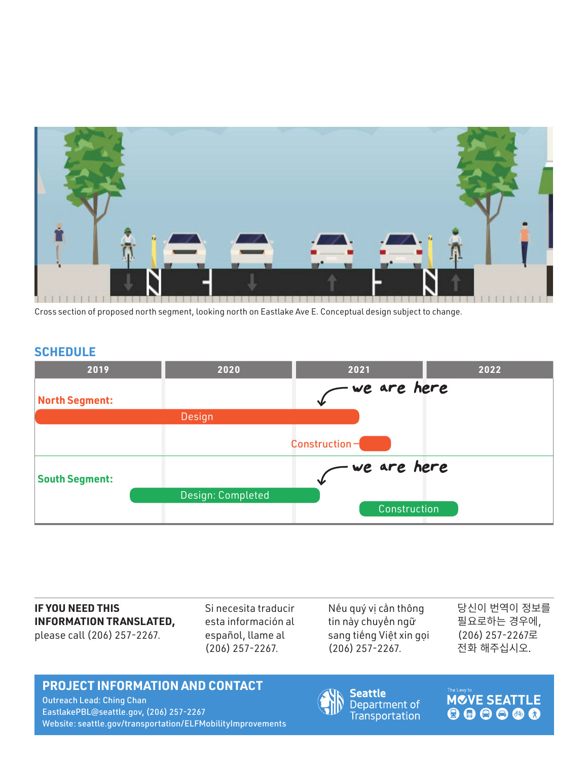Cross section of proposed north segment, looking north on Eastlake Ave E. Conceptual design subject to change.

## SCHEDULE

2019
2020
2021
2022

North Segment:
we are here
Design
Construction

South Segment:
we are here
Design: Completed
Construction

**IF YOU NEED THIS INFORMATION TRANSLATED,** please call (206) 257-2267.

Si necesita traducir esta información al español, llame al (206) 257-2267.

Nếu quý vị cần thông tin này chuyển ngữ sang tiếng Việt xin gọi (206) 257-2267.

당신이 번역이 정보를 필요로하는 경우에, (206) 257-2267로 전화 해주십시오.

## PROJECT INFORMATION AND CONTACT

Outreach Lead: Ching Chan
EastlakePBL@seattle.gov, (206) 257-2267
Website: seattle.gov/transportation/ELFMobilityImprovements

Seattle Department of Transportation

The Levy to MOVE SEATTLE